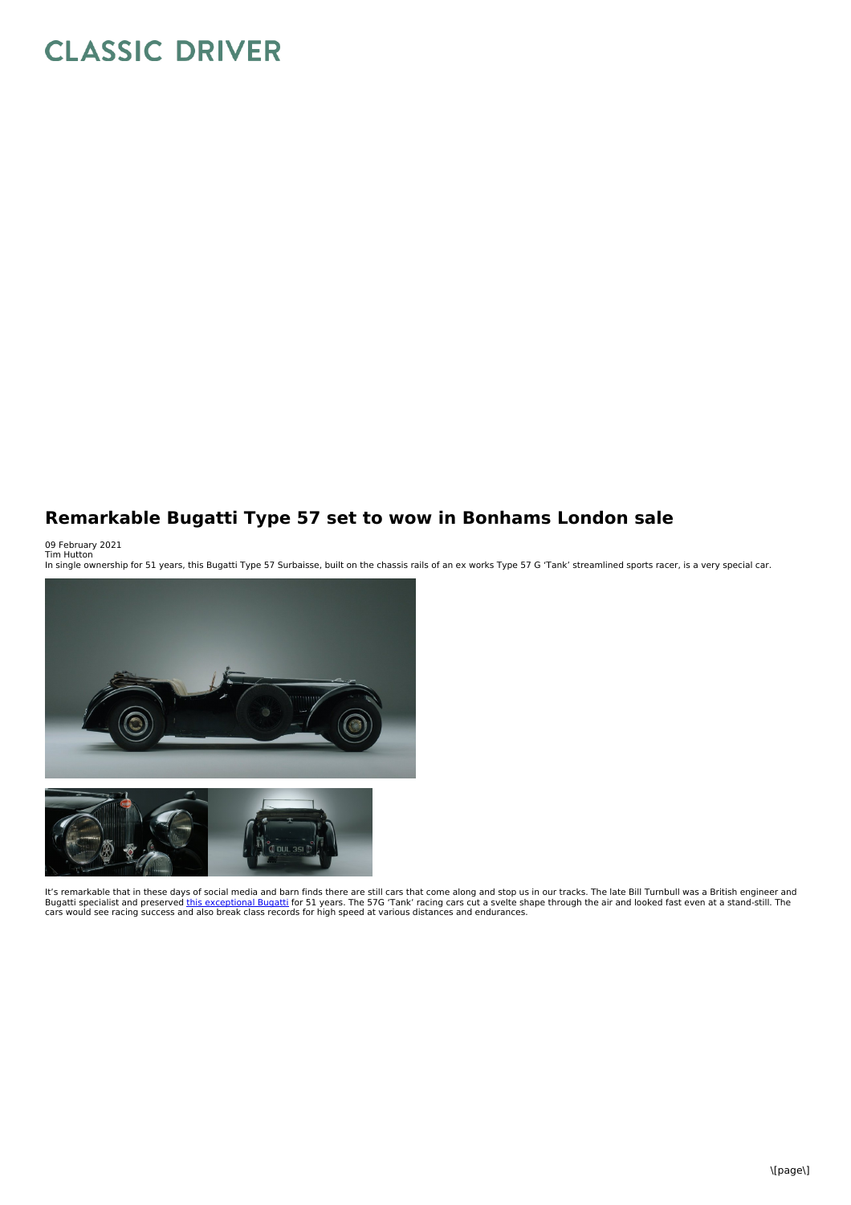# Remarkable Bugatti Type 57 set to wow in Bonhams London sale

09 February 2021
Tim Hutton

In single ownership for 51 years, this Bugatti Type 57 Surbaisse, built on the chassis rails of an ex works Type 57 G 'Tank' streamlined sports racer, is a very special car.

It's remarkable that in these days of social media and barn finds there are still cars that come along and stop us in our tracks. The late Bill Turnbull was a British engineer and Bugatti specialist and preserved this exceptional Bugatti for 51 years. The 57G 'Tank' racing cars cut a svelte shape through the air and looked fast even at a stand-still. The cars would see racing success and also break class records for high speed at various distances and endurances.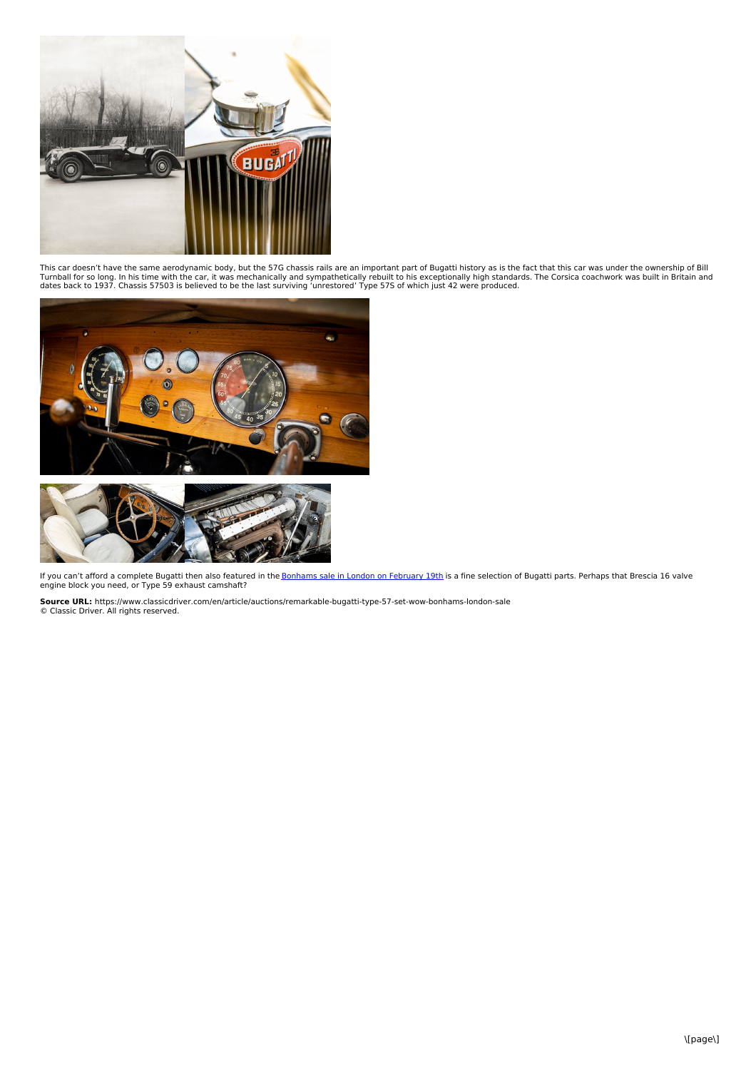This car doesn't have the same aerodynamic body, but the 57G chassis rails are an important part of Bugatti history as is the fact that this car was under the ownership of Bill Turnball for so long. In his time with the car, it was mechanically and sympathetically rebuilt to his exceptionally high standards. The Corsica coachwork was built in Britain and dates back to 1937. Chassis 57503 is believed to be the last surviving 'unrestored' Type 57S of which just 42 were produced.

If you can't afford a complete Bugatti then also featured in the [Bonhams sale in London on February 19th](#) is a fine selection of Bugatti parts. Perhaps that Brescia 16 valve engine block you need, or Type 59 exhaust camshaft?

**Source URL:** https://www.classicdriver.com/en/article/auctions/remarkable-bugatti-type-57-set-wow-bonhams-london-sale
© Classic Driver. All rights reserved.